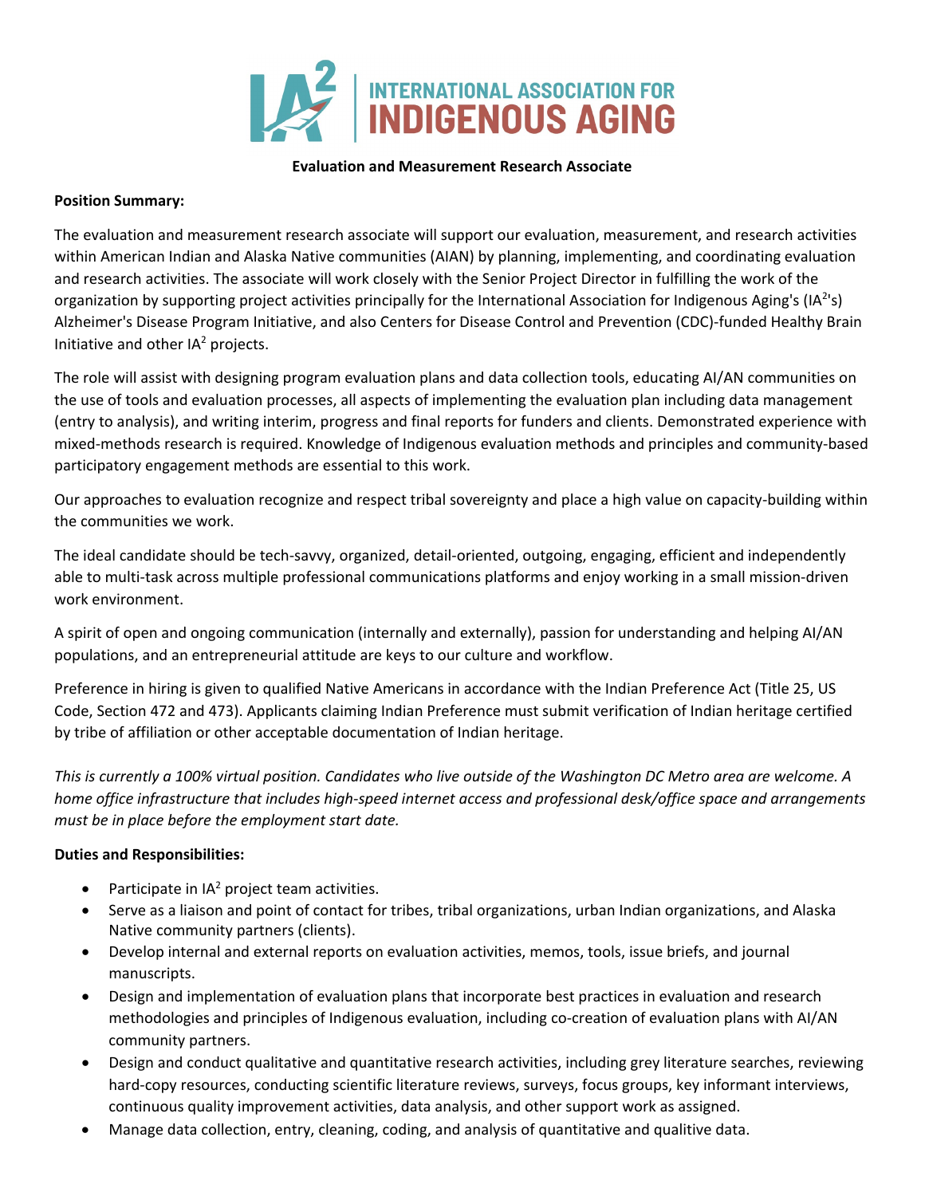# IA² INTERNATIONAL ASSOCIATION FOR INDIGENOUS AGING

**Evaluation and Measurement Research Associate**

**Position Summary:**

The evaluation and measurement research associate will support our evaluation, measurement, and research activities within American Indian and Alaska Native communities (AIAN) by planning, implementing, and coordinating evaluation and research activities. The associate will work closely with the Senior Project Director in fulfilling the work of the organization by supporting project activities principally for the International Association for Indigenous Aging's (IA²'s) Alzheimer's Disease Program Initiative, and also Centers for Disease Control and Prevention (CDC)-funded Healthy Brain Initiative and other IA² projects.

The role will assist with designing program evaluation plans and data collection tools, educating AI/AN communities on the use of tools and evaluation processes, all aspects of implementing the evaluation plan including data management (entry to analysis), and writing interim, progress and final reports for funders and clients. Demonstrated experience with mixed-methods research is required. Knowledge of Indigenous evaluation methods and principles and community-based participatory engagement methods are essential to this work.

Our approaches to evaluation recognize and respect tribal sovereignty and place a high value on capacity-building within the communities we work.

The ideal candidate should be tech-savvy, organized, detail-oriented, outgoing, engaging, efficient and independently able to multi-task across multiple professional communications platforms and enjoy working in a small mission-driven work environment.

A spirit of open and ongoing communication (internally and externally), passion for understanding and helping AI/AN populations, and an entrepreneurial attitude are keys to our culture and workflow.

Preference in hiring is given to qualified Native Americans in accordance with the Indian Preference Act (Title 25, US Code, Section 472 and 473). Applicants claiming Indian Preference must submit verification of Indian heritage certified by tribe of affiliation or other acceptable documentation of Indian heritage.

*This is currently a 100% virtual position. Candidates who live outside of the Washington DC Metro area are welcome. A home office infrastructure that includes high-speed internet access and professional desk/office space and arrangements must be in place before the employment start date.*

**Duties and Responsibilities:**

- Participate in IA² project team activities.
- Serve as a liaison and point of contact for tribes, tribal organizations, urban Indian organizations, and Alaska Native community partners (clients).
- Develop internal and external reports on evaluation activities, memos, tools, issue briefs, and journal manuscripts.
- Design and implementation of evaluation plans that incorporate best practices in evaluation and research methodologies and principles of Indigenous evaluation, including co-creation of evaluation plans with AI/AN community partners.
- Design and conduct qualitative and quantitative research activities, including grey literature searches, reviewing hard-copy resources, conducting scientific literature reviews, surveys, focus groups, key informant interviews, continuous quality improvement activities, data analysis, and other support work as assigned.
- Manage data collection, entry, cleaning, coding, and analysis of quantitative and qualitive data.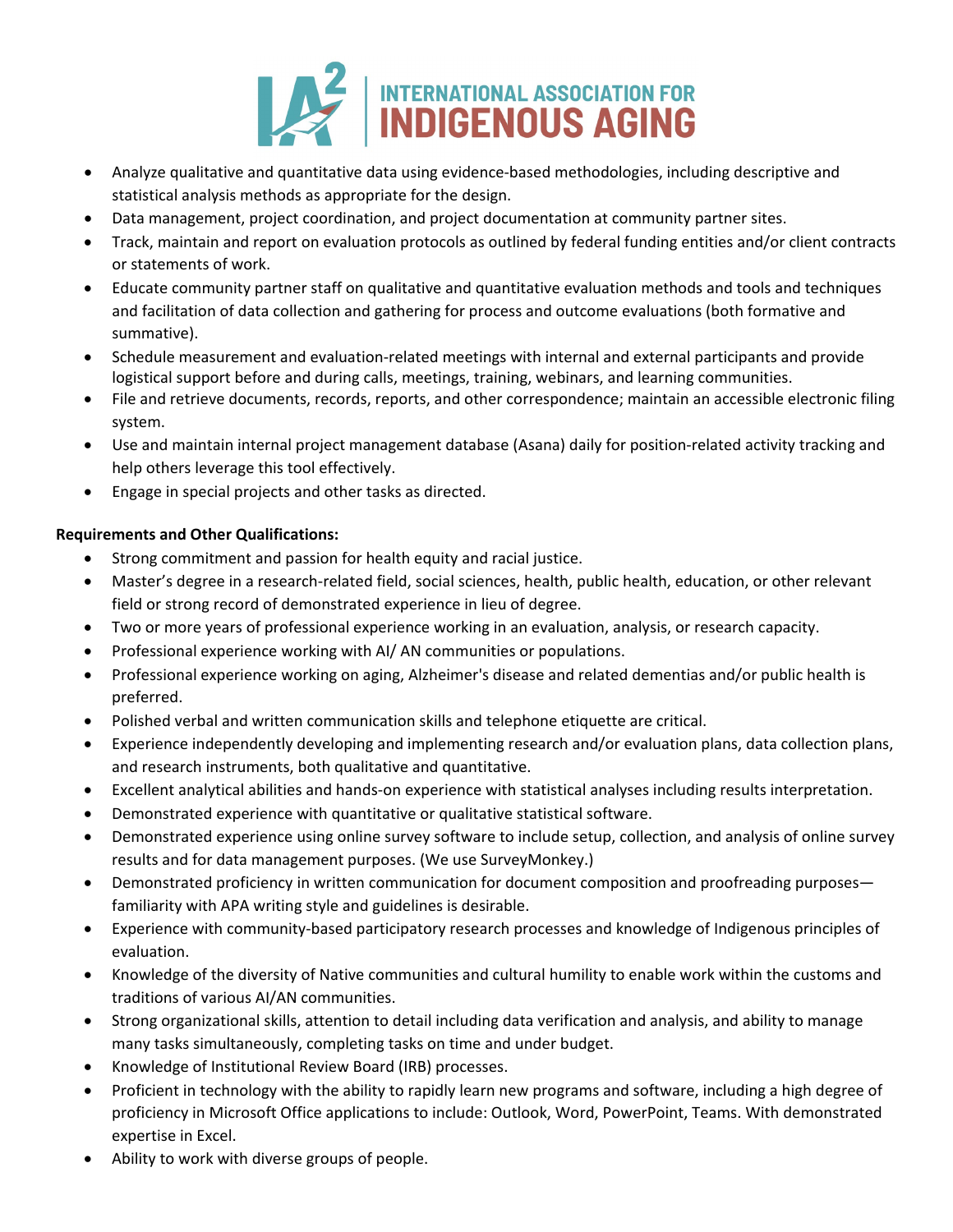- Analyze qualitative and quantitative data using evidence-based methodologies, including descriptive and statistical analysis methods as appropriate for the design.
- Data management, project coordination, and project documentation at community partner sites.
- Track, maintain and report on evaluation protocols as outlined by federal funding entities and/or client contracts or statements of work.
- Educate community partner staff on qualitative and quantitative evaluation methods and tools and techniques and facilitation of data collection and gathering for process and outcome evaluations (both formative and summative).
- Schedule measurement and evaluation-related meetings with internal and external participants and provide logistical support before and during calls, meetings, training, webinars, and learning communities.
- File and retrieve documents, records, reports, and other correspondence; maintain an accessible electronic filing system.
- Use and maintain internal project management database (Asana) daily for position-related activity tracking and help others leverage this tool effectively.
- Engage in special projects and other tasks as directed.

**Requirements and Other Qualifications:**

- Strong commitment and passion for health equity and racial justice.
- Master's degree in a research-related field, social sciences, health, public health, education, or other relevant field or strong record of demonstrated experience in lieu of degree.
- Two or more years of professional experience working in an evaluation, analysis, or research capacity.
- Professional experience working with AI/ AN communities or populations.
- Professional experience working on aging, Alzheimer's disease and related dementias and/or public health is preferred.
- Polished verbal and written communication skills and telephone etiquette are critical.
- Experience independently developing and implementing research and/or evaluation plans, data collection plans, and research instruments, both qualitative and quantitative.
- Excellent analytical abilities and hands-on experience with statistical analyses including results interpretation.
- Demonstrated experience with quantitative or qualitative statistical software.
- Demonstrated experience using online survey software to include setup, collection, and analysis of online survey results and for data management purposes. (We use SurveyMonkey.)
- Demonstrated proficiency in written communication for document composition and proofreading purposes—familiarity with APA writing style and guidelines is desirable.
- Experience with community-based participatory research processes and knowledge of Indigenous principles of evaluation.
- Knowledge of the diversity of Native communities and cultural humility to enable work within the customs and traditions of various AI/AN communities.
- Strong organizational skills, attention to detail including data verification and analysis, and ability to manage many tasks simultaneously, completing tasks on time and under budget.
- Knowledge of Institutional Review Board (IRB) processes.
- Proficient in technology with the ability to rapidly learn new programs and software, including a high degree of proficiency in Microsoft Office applications to include: Outlook, Word, PowerPoint, Teams. With demonstrated expertise in Excel.
- Ability to work with diverse groups of people.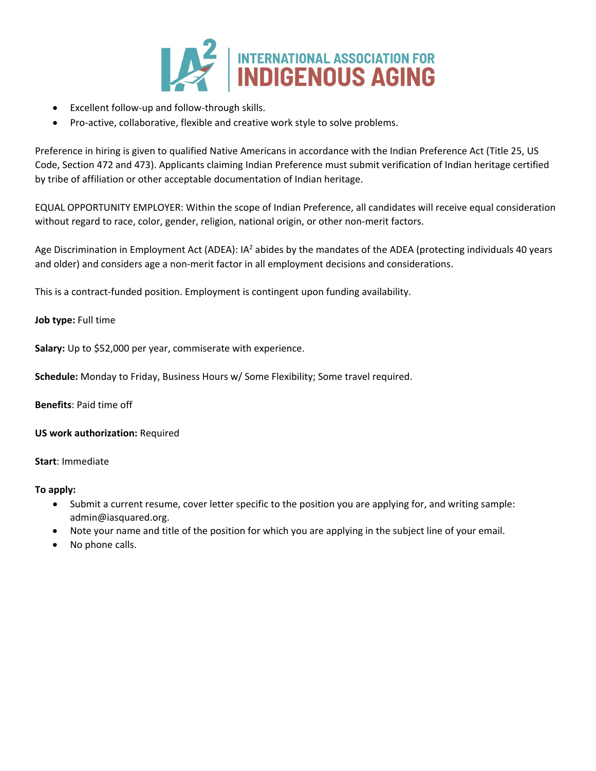- Excellent follow-up and follow-through skills.
- Pro-active, collaborative, flexible and creative work style to solve problems.

Preference in hiring is given to qualified Native Americans in accordance with the Indian Preference Act (Title 25, US Code, Section 472 and 473). Applicants claiming Indian Preference must submit verification of Indian heritage certified by tribe of affiliation or other acceptable documentation of Indian heritage.

EQUAL OPPORTUNITY EMPLOYER: Within the scope of Indian Preference, all candidates will receive equal consideration without regard to race, color, gender, religion, national origin, or other non-merit factors.

Age Discrimination in Employment Act (ADEA): IA² abides by the mandates of the ADEA (protecting individuals 40 years and older) and considers age a non-merit factor in all employment decisions and considerations.

This is a contract-funded position. Employment is contingent upon funding availability.

**Job type:** Full time

**Salary:** Up to $52,000 per year, commiserate with experience.

**Schedule:** Monday to Friday, Business Hours w/ Some Flexibility; Some travel required.

**Benefits**: Paid time off

**US work authorization:** Required

**Start**: Immediate

**To apply:**

- Submit a current resume, cover letter specific to the position you are applying for, and writing sample: admin@iasquared.org.
- Note your name and title of the position for which you are applying in the subject line of your email.
- No phone calls.